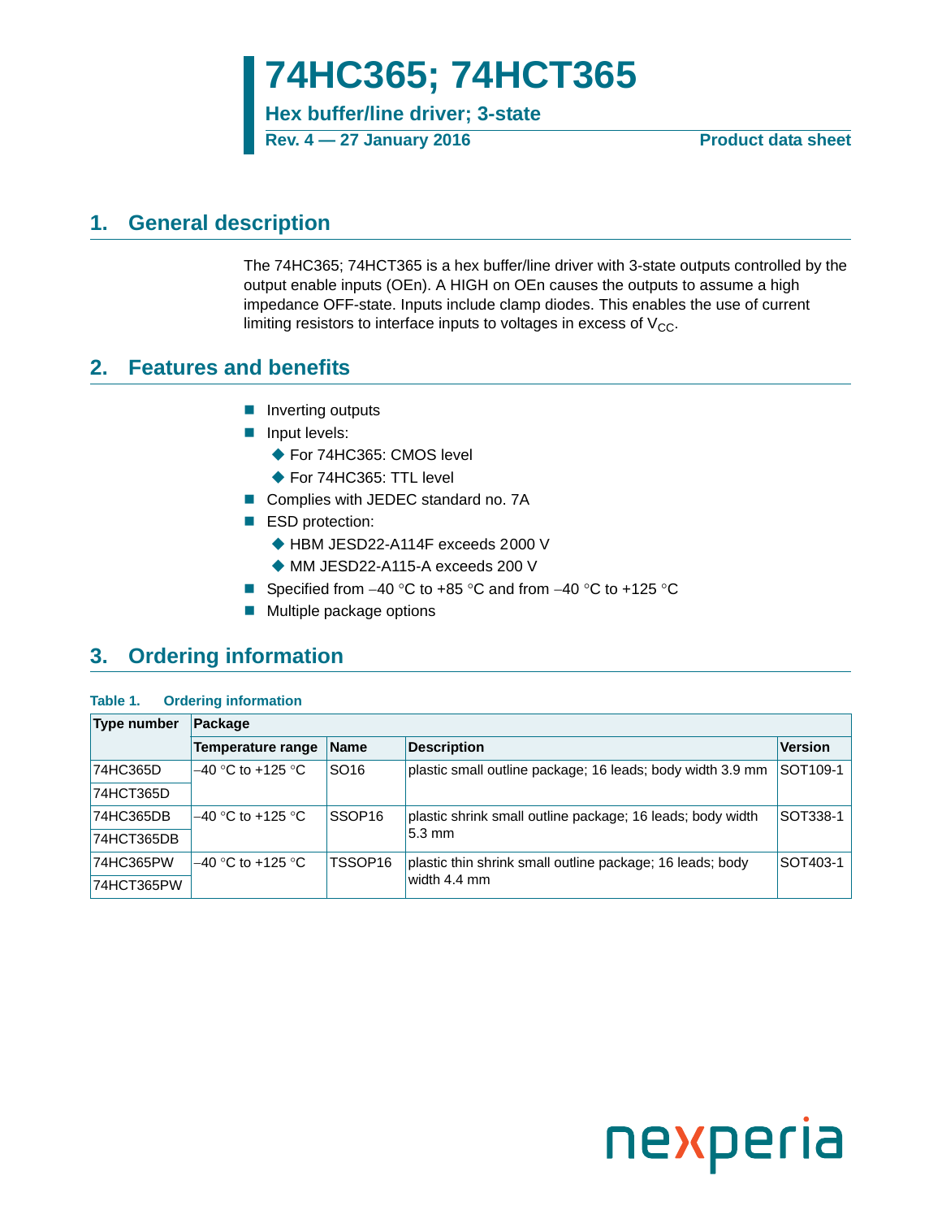# 74HC365; 74HCT365

**Hex buffer/line driver; 3-state**

**Rev. 4 — 27 January 2016** **Product data sheet**

## 1. General description

The 74HC365; 74HCT365 is a hex buffer/line driver with 3-state outputs controlled by the output enable inputs (OEn). A HIGH on OEn causes the outputs to assume a high impedance OFF-state. Inputs include clamp diodes. This enables the use of current limiting resistors to interface inputs to voltages in excess of $V_{CC}$.

## 2. Features and benefits

- Inverting outputs
- Input levels:
  - For 74HC365: CMOS level
  - For 74HC365: TTL level
- Complies with JEDEC standard no. 7A
- ESD protection:
  - HBM JESD22-A114F exceeds 2000 V
  - MM JESD22-A115-A exceeds 200 V
- Specified from −40 °C to +85 °C and from −40 °C to +125 °C
- Multiple package options

## 3. Ordering information

**Table 1. Ordering information**

| Type number | Package | | | |
|---|---|---|---|---|
| | Temperature range | Name | Description | Version |
| 74HC365D | −40 °C to +125 °C | SO16 | plastic small outline package; 16 leads; body width 3.9 mm | SOT109-1 |
| 74HCT365D | | | | |
| 74HC365DB | −40 °C to +125 °C | SSOP16 | plastic shrink small outline package; 16 leads; body width 5.3 mm | SOT338-1 |
| 74HCT365DB | | | | |
| 74HC365PW | −40 °C to +125 °C | TSSOP16 | plastic thin shrink small outline package; 16 leads; body width 4.4 mm | SOT403-1 |
| 74HCT365PW | | | | |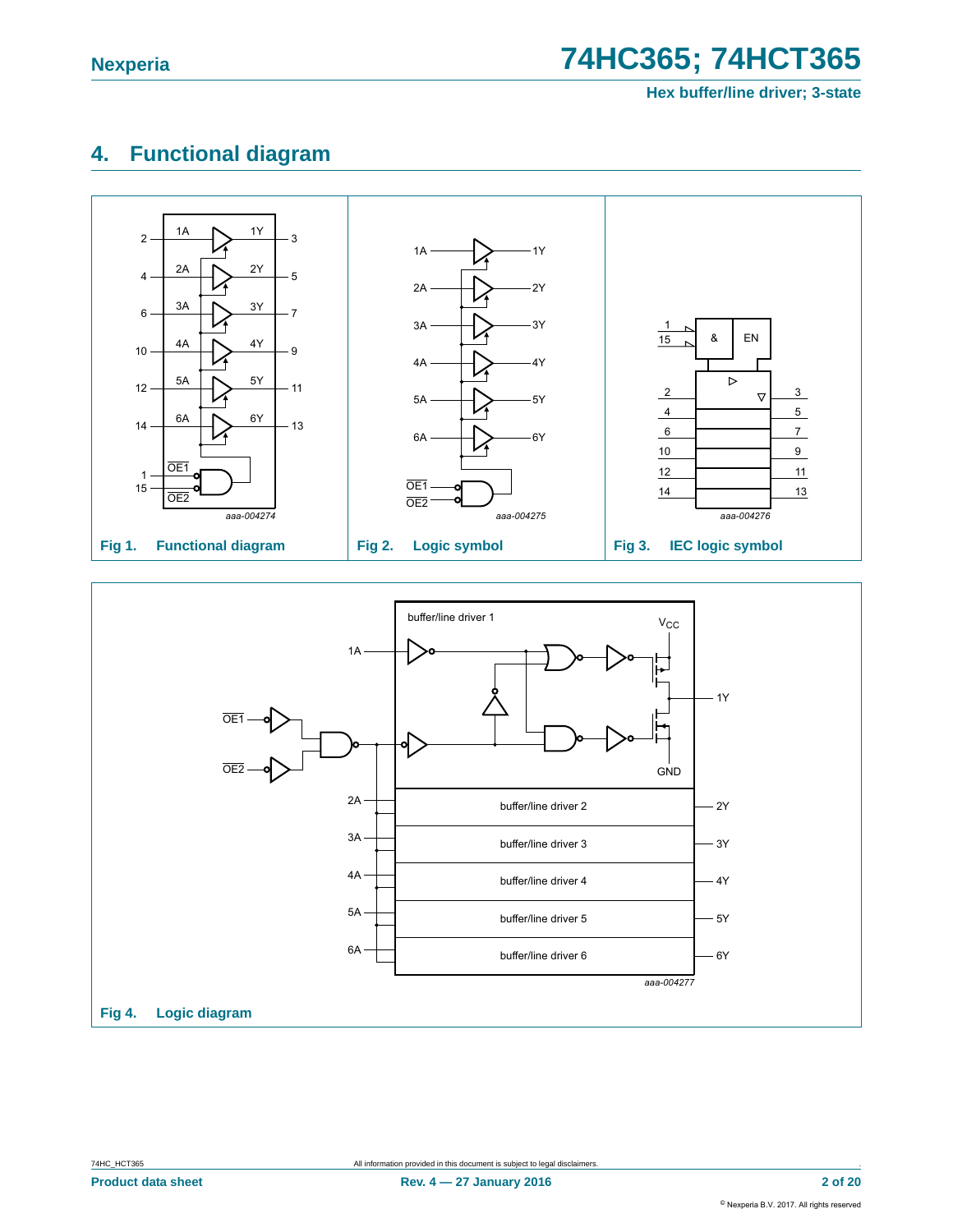## 4. Functional diagram

Fig 1. Functional diagram

Fig 2. Logic symbol

Fig 3. IEC logic symbol

Fig 4. Logic diagram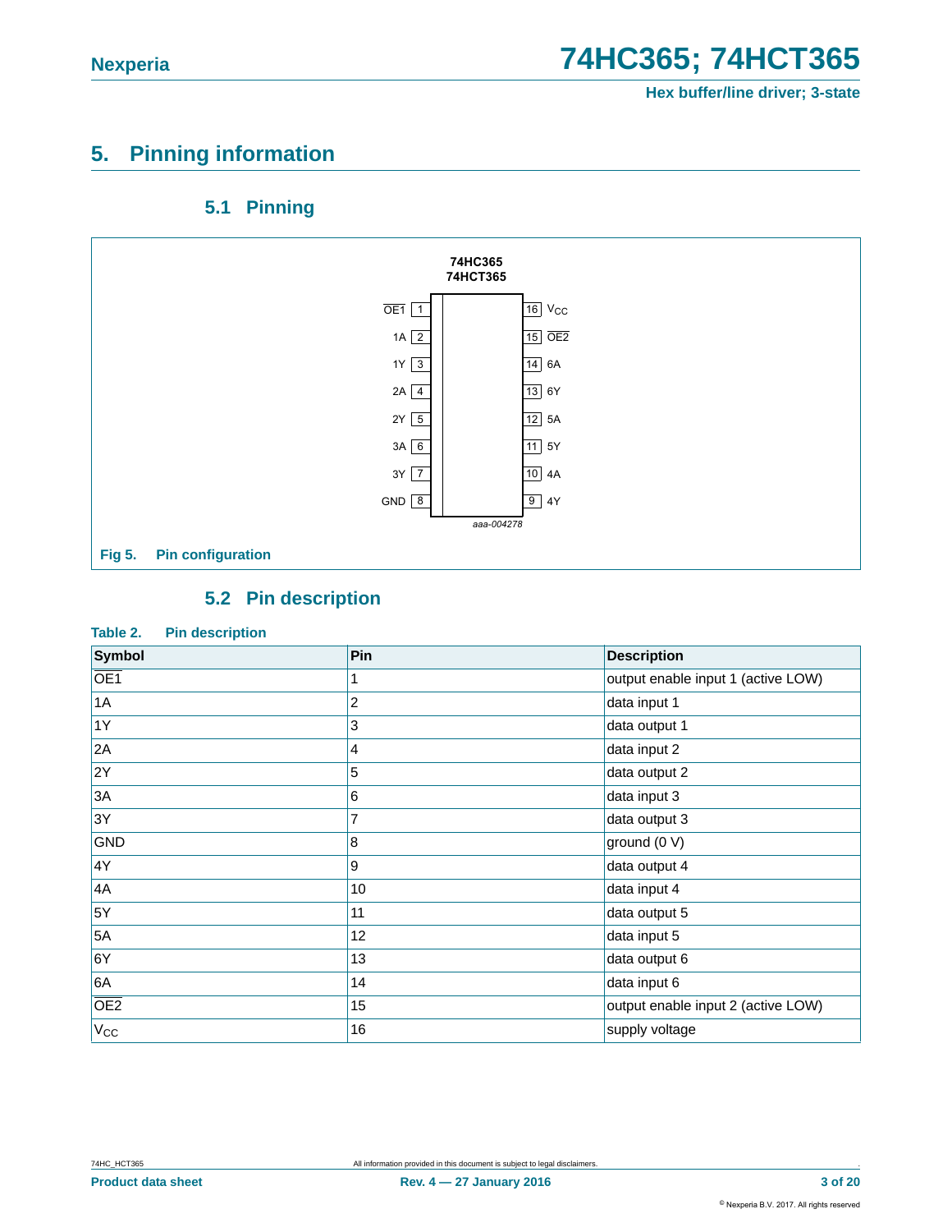## 5. Pinning information

### 5.1 Pinning

Fig 5. Pin configuration

### 5.2 Pin description

Table 2. Pin description

| Symbol | Pin | Description |
|---|---|---|
| $\overline{OE1}$ | 1 | output enable input 1 (active LOW) |
| 1A | 2 | data input 1 |
| 1Y | 3 | data output 1 |
| 2A | 4 | data input 2 |
| 2Y | 5 | data output 2 |
| 3A | 6 | data input 3 |
| 3Y | 7 | data output 3 |
| GND | 8 | ground (0 V) |
| 4Y | 9 | data output 4 |
| 4A | 10 | data input 4 |
| 5Y | 11 | data output 5 |
| 5A | 12 | data input 5 |
| 6Y | 13 | data output 6 |
| 6A | 14 | data input 6 |
| $\overline{OE2}$ | 15 | output enable input 2 (active LOW) |
| $V_{CC}$ | 16 | supply voltage |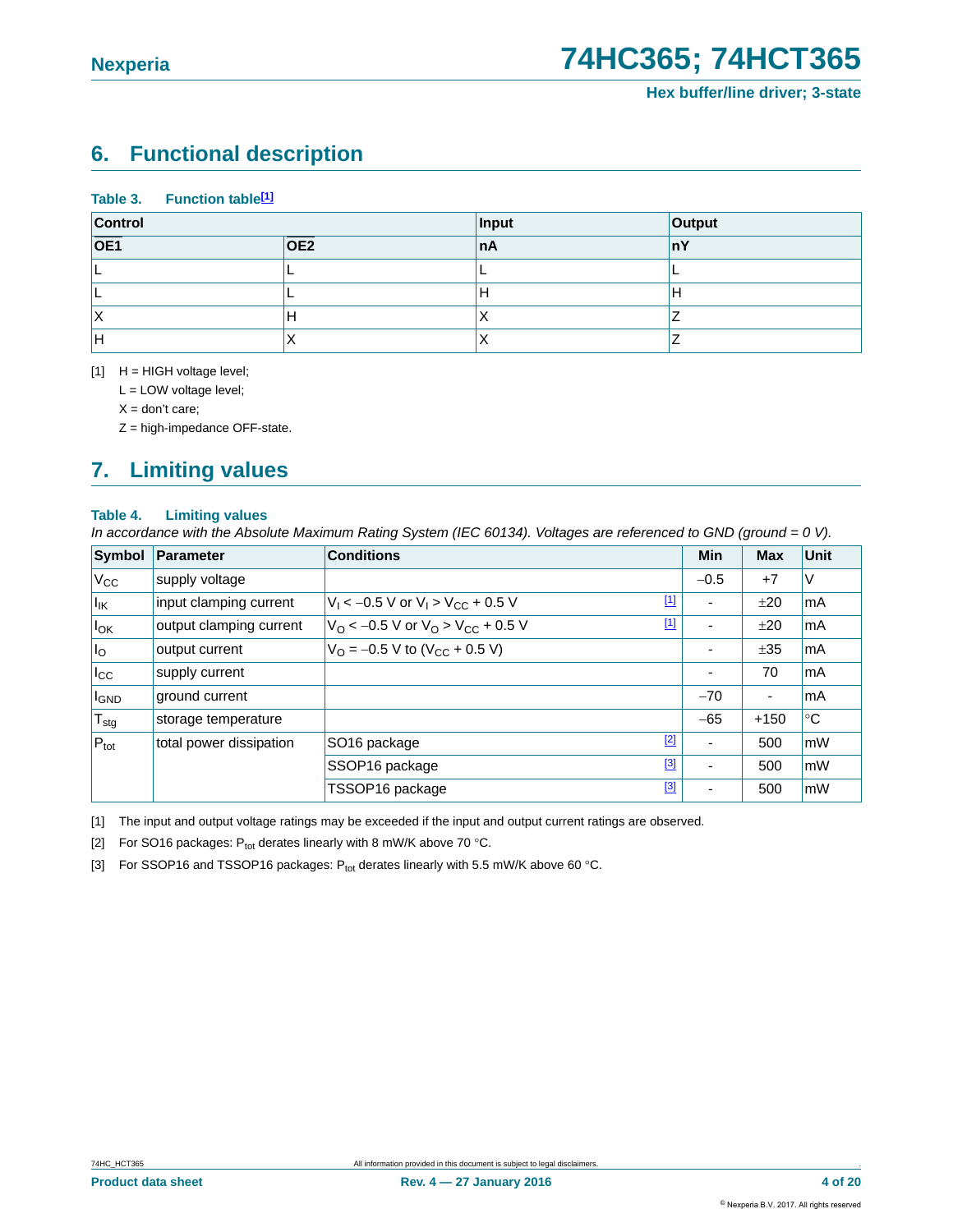## 6. Functional description

**Table 3. Function table[1]**

| Control | | Input | Output |
|---|---|---|---|
| $\overline{OE1}$ | $\overline{OE2}$ | nA | nY |
| L | L | L | L |
| L | L | H | H |
| X | H | X | Z |
| H | X | X | Z |

[1] H = HIGH voltage level;
L = LOW voltage level;
X = don't care;
Z = high-impedance OFF-state.

## 7. Limiting values

**Table 4. Limiting values**

*In accordance with the Absolute Maximum Rating System (IEC 60134). Voltages are referenced to GND (ground = 0 V).*

| Symbol | Parameter | Conditions | Min | Max | Unit |
|---|---|---|---|---|---|
| $V_{CC}$ | supply voltage | | −0.5 | +7 | V |
| $I_{IK}$ | input clamping current | $V_I < -0.5$ V or $V_I > V_{CC} + 0.5$ V [1] | - | ±20 | mA |
| $I_{OK}$ | output clamping current | $V_O < -0.5$ V or $V_O > V_{CC} + 0.5$ V [1] | - | ±20 | mA |
| $I_O$ | output current | $V_O = -0.5$ V to ($V_{CC}$ + 0.5 V) | - | ±35 | mA |
| $I_{CC}$ | supply current | | - | 70 | mA |
| $I_{GND}$ | ground current | | −70 | - | mA |
| $T_{stg}$ | storage temperature | | −65 | +150 | °C |
| $P_{tot}$ | total power dissipation | SO16 package [2] | - | 500 | mW |
| | | SSOP16 package [3] | - | 500 | mW |
| | | TSSOP16 package [3] | - | 500 | mW |

[1] The input and output voltage ratings may be exceeded if the input and output current ratings are observed.

[2] For SO16 packages: $P_{tot}$ derates linearly with 8 mW/K above 70 °C.

[3] For SSOP16 and TSSOP16 packages: $P_{tot}$ derates linearly with 5.5 mW/K above 60 °C.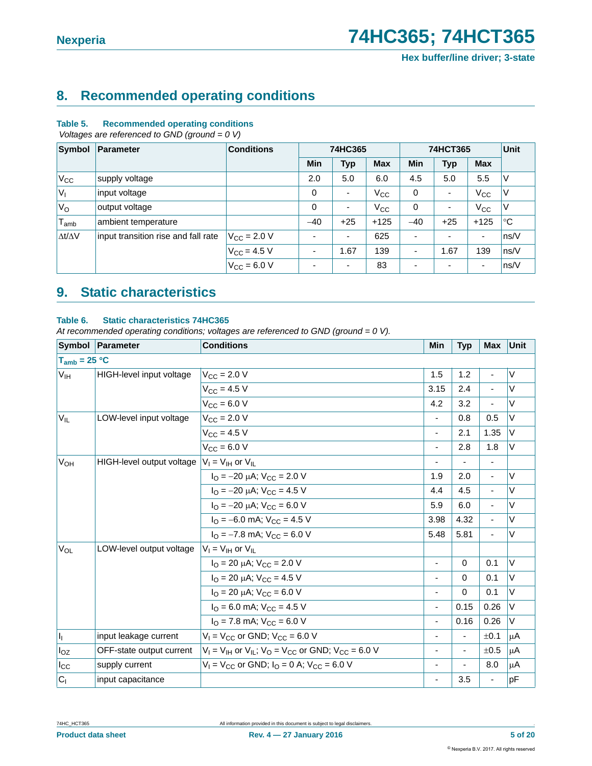## 8. Recommended operating conditions

**Table 5. Recommended operating conditions**

*Voltages are referenced to GND (ground = 0 V)*

| Symbol | Parameter | Conditions | 74HC365 | | | 74HCT365 | | | Unit |
|---|---|---|---|---|---|---|---|---|---|
| | | | Min | Typ | Max | Min | Typ | Max | |
| $V_{CC}$ | supply voltage | | 2.0 | 5.0 | 6.0 | 4.5 | 5.0 | 5.5 | V |
| $V_I$ | input voltage | | 0 | - | $V_{CC}$ | 0 | - | $V_{CC}$ | V |
| $V_O$ | output voltage | | 0 | - | $V_{CC}$ | 0 | - | $V_{CC}$ | V |
| $T_{amb}$ | ambient temperature | | −40 | +25 | +125 | −40 | +25 | +125 | °C |
| $\Delta t/\Delta V$ | input transition rise and fall rate | $V_{CC}$ = 2.0 V | - | - | 625 | - | - | - | ns/V |
| | | $V_{CC}$ = 4.5 V | - | 1.67 | 139 | - | 1.67 | 139 | ns/V |
| | | $V_{CC}$ = 6.0 V | - | - | 83 | - | - | - | ns/V |

## 9. Static characteristics

**Table 6. Static characteristics 74HC365**

*At recommended operating conditions; voltages are referenced to GND (ground = 0 V).*

| Symbol | Parameter | Conditions | Min | Typ | Max | Unit |
|---|---|---|---|---|---|---|
| **$T_{amb}$ = 25 °C** | | | | | | |
| $V_{IH}$ | HIGH-level input voltage | $V_{CC}$ = 2.0 V | 1.5 | 1.2 | - | V |
| | | $V_{CC}$ = 4.5 V | 3.15 | 2.4 | - | V |
| | | $V_{CC}$ = 6.0 V | 4.2 | 3.2 | - | V |
| $V_{IL}$ | LOW-level input voltage | $V_{CC}$ = 2.0 V | - | 0.8 | 0.5 | V |
| | | $V_{CC}$ = 4.5 V | - | 2.1 | 1.35 | V |
| | | $V_{CC}$ = 6.0 V | - | 2.8 | 1.8 | V |
| $V_{OH}$ | HIGH-level output voltage | $V_I = V_{IH}$ or $V_{IL}$ | - | - | - | |
| | | $I_O$ = −20 μA; $V_{CC}$ = 2.0 V | 1.9 | 2.0 | - | V |
| | | $I_O$ = −20 μA; $V_{CC}$ = 4.5 V | 4.4 | 4.5 | - | V |
| | | $I_O$ = −20 μA; $V_{CC}$ = 6.0 V | 5.9 | 6.0 | - | V |
| | | $I_O$ = −6.0 mA; $V_{CC}$ = 4.5 V | 3.98 | 4.32 | - | V |
| | | $I_O$ = −7.8 mA; $V_{CC}$ = 6.0 V | 5.48 | 5.81 | - | V |
| $V_{OL}$ | LOW-level output voltage | $V_I = V_{IH}$ or $V_{IL}$ | | | | |
| | | $I_O$ = 20 μA; $V_{CC}$ = 2.0 V | - | 0 | 0.1 | V |
| | | $I_O$ = 20 μA; $V_{CC}$ = 4.5 V | - | 0 | 0.1 | V |
| | | $I_O$ = 20 μA; $V_{CC}$ = 6.0 V | - | 0 | 0.1 | V |
| | | $I_O$ = 6.0 mA; $V_{CC}$ = 4.5 V | - | 0.15 | 0.26 | V |
| | | $I_O$ = 7.8 mA; $V_{CC}$ = 6.0 V | - | 0.16 | 0.26 | V |
| $I_I$ | input leakage current | $V_I = V_{CC}$ or GND; $V_{CC}$ = 6.0 V | - | - | ±0.1 | μA |
| $I_{OZ}$ | OFF-state output current | $V_I = V_{IH}$ or $V_{IL}$; $V_O = V_{CC}$ or GND; $V_{CC}$ = 6.0 V | - | - | ±0.5 | μA |
| $I_{CC}$ | supply current | $V_I = V_{CC}$ or GND; $I_O$ = 0 A; $V_{CC}$ = 6.0 V | - | - | 8.0 | μA |
| $C_I$ | input capacitance | | - | 3.5 | - | pF |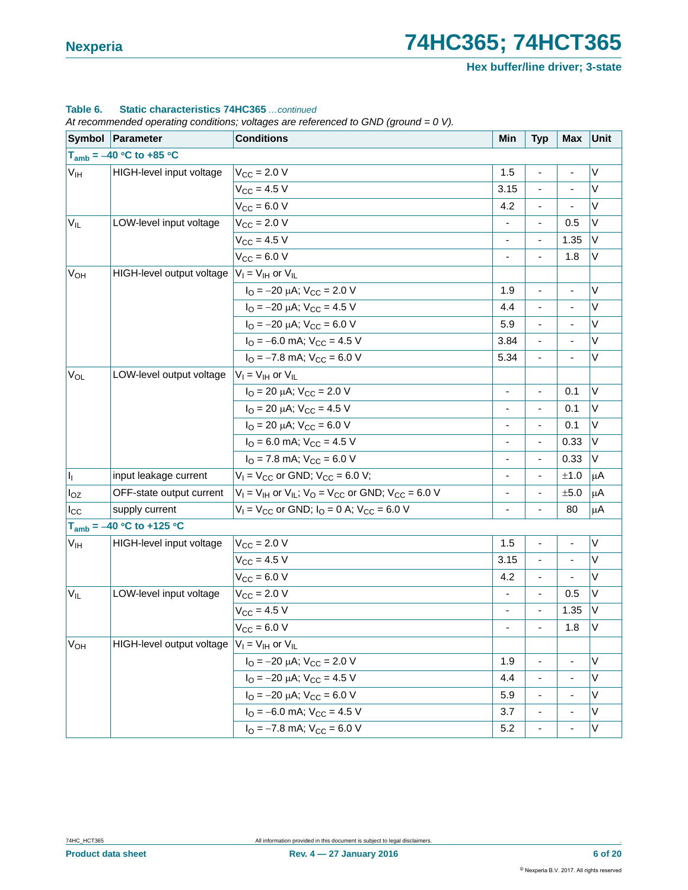**Table 6. Static characteristics 74HC365** *...continued*

*At recommended operating conditions; voltages are referenced to GND (ground = 0 V).*

| Symbol | Parameter | Conditions | Min | Typ | Max | Unit |
|---|---|---|---|---|---|---|
| **$T_{amb}$ = −40 °C to +85 °C** | | | | | | |
| $V_{IH}$ | HIGH-level input voltage | $V_{CC}$ = 2.0 V | 1.5 | - | - | V |
| | | $V_{CC}$ = 4.5 V | 3.15 | - | - | V |
| | | $V_{CC}$ = 6.0 V | 4.2 | - | - | V |
| $V_{IL}$ | LOW-level input voltage | $V_{CC}$ = 2.0 V | - | - | 0.5 | V |
| | | $V_{CC}$ = 4.5 V | - | - | 1.35 | V |
| | | $V_{CC}$ = 6.0 V | - | - | 1.8 | V |
| $V_{OH}$ | HIGH-level output voltage | $V_I$ = $V_{IH}$ or $V_{IL}$ | | | | |
| | | $I_O$ = −20 μA; $V_{CC}$ = 2.0 V | 1.9 | - | - | V |
| | | $I_O$ = −20 μA; $V_{CC}$ = 4.5 V | 4.4 | - | - | V |
| | | $I_O$ = −20 μA; $V_{CC}$ = 6.0 V | 5.9 | - | - | V |
| | | $I_O$ = −6.0 mA; $V_{CC}$ = 4.5 V | 3.84 | - | - | V |
| | | $I_O$ = −7.8 mA; $V_{CC}$ = 6.0 V | 5.34 | - | - | V |
| $V_{OL}$ | LOW-level output voltage | $V_I$ = $V_{IH}$ or $V_{IL}$ | | | | |
| | | $I_O$ = 20 μA; $V_{CC}$ = 2.0 V | - | - | 0.1 | V |
| | | $I_O$ = 20 μA; $V_{CC}$ = 4.5 V | - | - | 0.1 | V |
| | | $I_O$ = 20 μA; $V_{CC}$ = 6.0 V | - | - | 0.1 | V |
| | | $I_O$ = 6.0 mA; $V_{CC}$ = 4.5 V | - | - | 0.33 | V |
| | | $I_O$ = 7.8 mA; $V_{CC}$ = 6.0 V | - | - | 0.33 | V |
| $I_I$ | input leakage current | $V_I$ = $V_{CC}$ or GND; $V_{CC}$ = 6.0 V; | - | - | ±1.0 | μA |
| $I_{OZ}$ | OFF-state output current | $V_I$ = $V_{IH}$ or $V_{IL}$; $V_O$ = $V_{CC}$ or GND; $V_{CC}$ = 6.0 V | - | - | ±5.0 | μA |
| $I_{CC}$ | supply current | $V_I$ = $V_{CC}$ or GND; $I_O$ = 0 A; $V_{CC}$ = 6.0 V | - | - | 80 | μA |
| **$T_{amb}$ = −40 °C to +125 °C** | | | | | | |
| $V_{IH}$ | HIGH-level input voltage | $V_{CC}$ = 2.0 V | 1.5 | - | - | V |
| | | $V_{CC}$ = 4.5 V | 3.15 | - | - | V |
| | | $V_{CC}$ = 6.0 V | 4.2 | - | - | V |
| $V_{IL}$ | LOW-level input voltage | $V_{CC}$ = 2.0 V | - | - | 0.5 | V |
| | | $V_{CC}$ = 4.5 V | - | - | 1.35 | V |
| | | $V_{CC}$ = 6.0 V | - | - | 1.8 | V |
| $V_{OH}$ | HIGH-level output voltage | $V_I$ = $V_{IH}$ or $V_{IL}$ | | | | |
| | | $I_O$ = −20 μA; $V_{CC}$ = 2.0 V | 1.9 | - | - | V |
| | | $I_O$ = −20 μA; $V_{CC}$ = 4.5 V | 4.4 | - | - | V |
| | | $I_O$ = −20 μA; $V_{CC}$ = 6.0 V | 5.9 | - | - | V |
| | | $I_O$ = −6.0 mA; $V_{CC}$ = 4.5 V | 3.7 | - | - | V |
| | | $I_O$ = −7.8 mA; $V_{CC}$ = 6.0 V | 5.2 | - | - | V |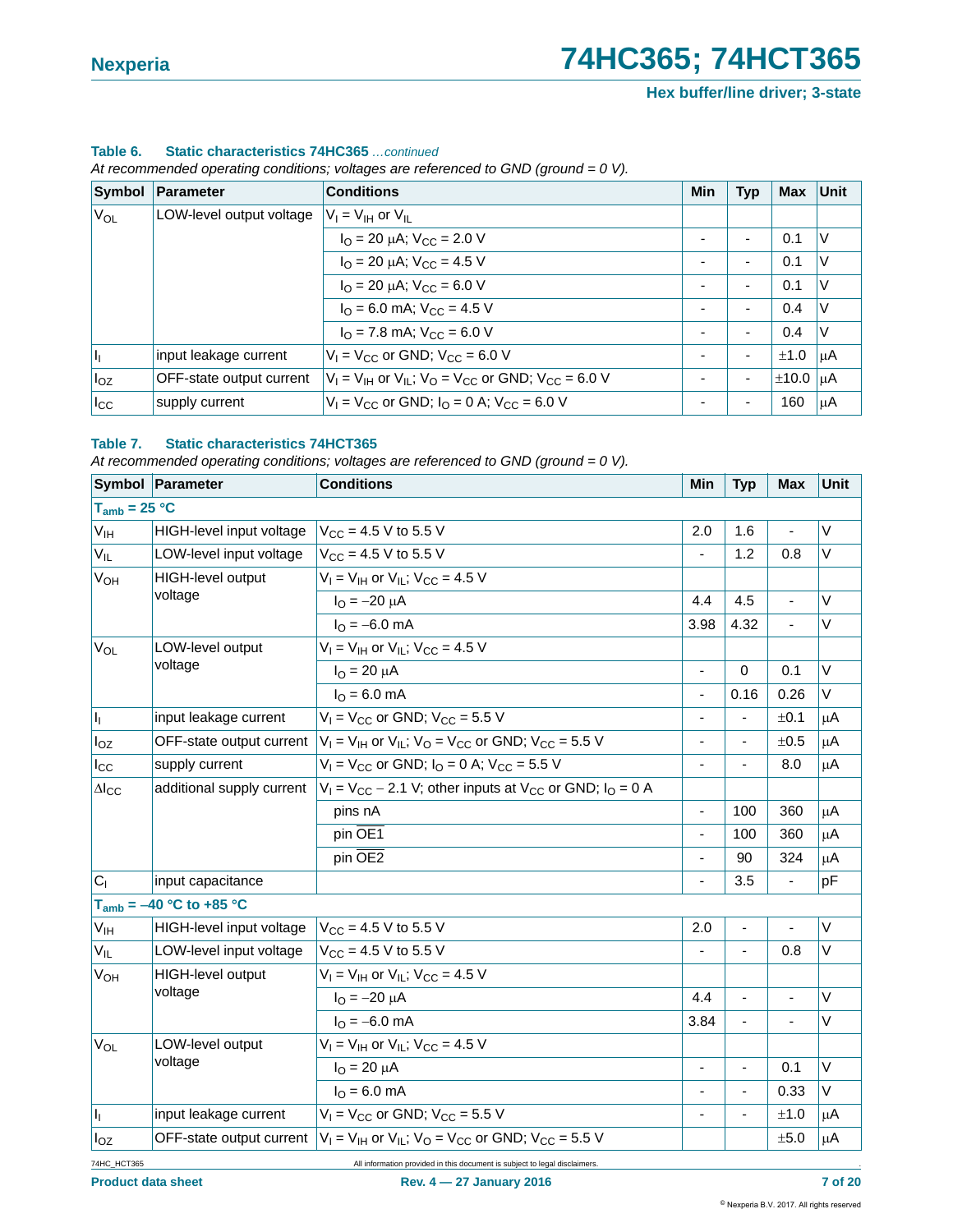**Table 6. Static characteristics 74HC365** *…continued*

*At recommended operating conditions; voltages are referenced to GND (ground = 0 V).*

| Symbol | Parameter | Conditions | Min | Typ | Max | Unit |
|---|---|---|---|---|---|---|
| $V_{OL}$ | LOW-level output voltage | $V_I = V_{IH}$ or $V_{IL}$ | | | | |
| | | $I_O = 20$ μA; $V_{CC} = 2.0$ V | - | - | 0.1 | V |
| | | $I_O = 20$ μA; $V_{CC} = 4.5$ V | - | - | 0.1 | V |
| | | $I_O = 20$ μA; $V_{CC} = 6.0$ V | - | - | 0.1 | V |
| | | $I_O = 6.0$ mA; $V_{CC} = 4.5$ V | - | - | 0.4 | V |
| | | $I_O = 7.8$ mA; $V_{CC} = 6.0$ V | - | - | 0.4 | V |
| $I_I$ | input leakage current | $V_I = V_{CC}$ or GND; $V_{CC} = 6.0$ V | - | - | ±1.0 | μA |
| $I_{OZ}$ | OFF-state output current | $V_I = V_{IH}$ or $V_{IL}$; $V_O = V_{CC}$ or GND; $V_{CC} = 6.0$ V | - | - | ±10.0 | μA |
| $I_{CC}$ | supply current | $V_I = V_{CC}$ or GND; $I_O = 0$ A; $V_{CC} = 6.0$ V | - | - | 160 | μA |

**Table 7. Static characteristics 74HCT365**

*At recommended operating conditions; voltages are referenced to GND (ground = 0 V).*

| Symbol | Parameter | Conditions | Min | Typ | Max | Unit |
|---|---|---|---|---|---|---|
| **$T_{amb} = 25$ °C** | | | | | | |
| $V_{IH}$ | HIGH-level input voltage | $V_{CC} = 4.5$ V to 5.5 V | 2.0 | 1.6 | - | V |
| $V_{IL}$ | LOW-level input voltage | $V_{CC} = 4.5$ V to 5.5 V | - | 1.2 | 0.8 | V |
| $V_{OH}$ | HIGH-level output voltage | $V_I = V_{IH}$ or $V_{IL}$; $V_{CC} = 4.5$ V | | | | |
| | | $I_O = -20$ μA | 4.4 | 4.5 | - | V |
| | | $I_O = -6.0$ mA | 3.98 | 4.32 | - | V |
| $V_{OL}$ | LOW-level output voltage | $V_I = V_{IH}$ or $V_{IL}$; $V_{CC} = 4.5$ V | | | | |
| | | $I_O = 20$ μA | - | 0 | 0.1 | V |
| | | $I_O = 6.0$ mA | - | 0.16 | 0.26 | V |
| $I_I$ | input leakage current | $V_I = V_{CC}$ or GND; $V_{CC} = 5.5$ V | - | - | ±0.1 | μA |
| $I_{OZ}$ | OFF-state output current | $V_I = V_{IH}$ or $V_{IL}$; $V_O = V_{CC}$ or GND; $V_{CC} = 5.5$ V | - | - | ±0.5 | μA |
| $I_{CC}$ | supply current | $V_I = V_{CC}$ or GND; $I_O = 0$ A; $V_{CC} = 5.5$ V | - | - | 8.0 | μA |
| $\Delta I_{CC}$ | additional supply current | $V_I = V_{CC} - 2.1$ V; other inputs at $V_{CC}$ or GND; $I_O = 0$ A | | | | |
| | | pins nA | - | 100 | 360 | μA |
| | | pin $\overline{OE1}$ | - | 100 | 360 | μA |
| | | pin $\overline{OE2}$ | - | 90 | 324 | μA |
| $C_I$ | input capacitance | | - | 3.5 | - | pF |
| **$T_{amb} = -40$ °C to +85 °C** | | | | | | |
| $V_{IH}$ | HIGH-level input voltage | $V_{CC} = 4.5$ V to 5.5 V | 2.0 | - | - | V |
| $V_{IL}$ | LOW-level input voltage | $V_{CC} = 4.5$ V to 5.5 V | - | - | 0.8 | V |
| $V_{OH}$ | HIGH-level output voltage | $V_I = V_{IH}$ or $V_{IL}$; $V_{CC} = 4.5$ V | | | | |
| | | $I_O = -20$ μA | 4.4 | - | - | V |
| | | $I_O = -6.0$ mA | 3.84 | - | - | V |
| $V_{OL}$ | LOW-level output voltage | $V_I = V_{IH}$ or $V_{IL}$; $V_{CC} = 4.5$ V | | | | |
| | | $I_O = 20$ μA | - | - | 0.1 | V |
| | | $I_O = 6.0$ mA | - | - | 0.33 | V |
| $I_I$ | input leakage current | $V_I = V_{CC}$ or GND; $V_{CC} = 5.5$ V | - | - | ±1.0 | μA |
| $I_{OZ}$ | OFF-state output current | $V_I = V_{IH}$ or $V_{IL}$; $V_O = V_{CC}$ or GND; $V_{CC} = 5.5$ V | | | ±5.0 | μA |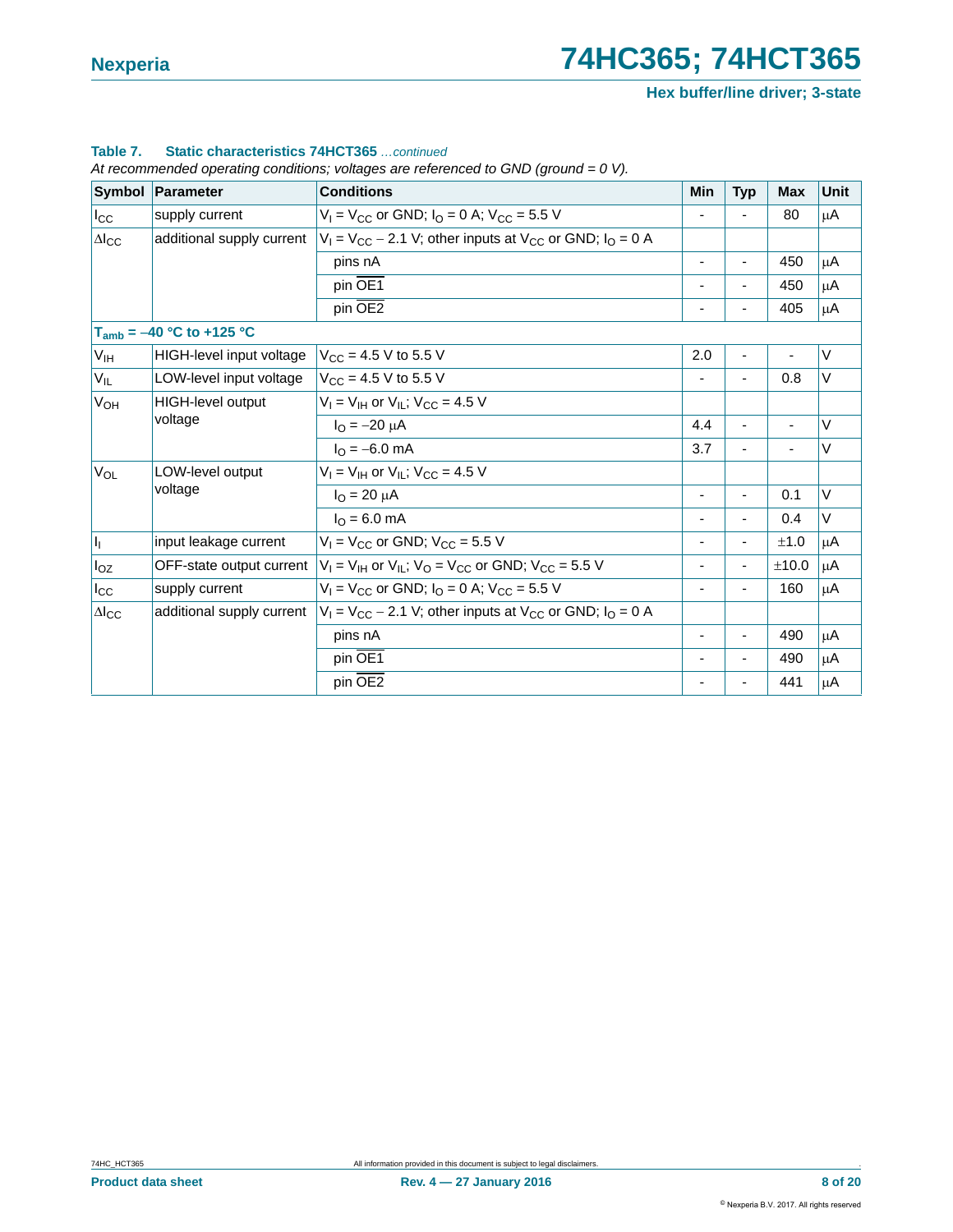**Table 7. Static characteristics 74HCT365** *...continued*

*At recommended operating conditions; voltages are referenced to GND (ground = 0 V).*

| Symbol | Parameter | Conditions | Min | Typ | Max | Unit |
|---|---|---|---|---|---|---|
| $I_{CC}$ | supply current | $V_I = V_{CC}$ or GND; $I_O = 0$ A; $V_{CC} = 5.5$ V | - | - | 80 | μA |
| $\Delta I_{CC}$ | additional supply current | $V_I = V_{CC} - 2.1$ V; other inputs at $V_{CC}$ or GND; $I_O = 0$ A | | | | |
| | | pins nA | - | - | 450 | μA |
| | | pin $\overline{OE1}$ | - | - | 450 | μA |
| | | pin $\overline{OE2}$ | - | - | 405 | μA |
| **$T_{amb}$ = −40 °C to +125 °C** | | | | | | |
| $V_{IH}$ | HIGH-level input voltage | $V_{CC} = 4.5$ V to 5.5 V | 2.0 | - | - | V |
| $V_{IL}$ | LOW-level input voltage | $V_{CC} = 4.5$ V to 5.5 V | - | - | 0.8 | V |
| $V_{OH}$ | HIGH-level output voltage | $V_I = V_{IH}$ or $V_{IL}$; $V_{CC} = 4.5$ V | | | | |
| | | $I_O = -20$ μA | 4.4 | - | - | V |
| | | $I_O = -6.0$ mA | 3.7 | - | - | V |
| $V_{OL}$ | LOW-level output voltage | $V_I = V_{IH}$ or $V_{IL}$; $V_{CC} = 4.5$ V | | | | |
| | | $I_O = 20$ μA | - | - | 0.1 | V |
| | | $I_O = 6.0$ mA | - | - | 0.4 | V |
| $I_I$ | input leakage current | $V_I = V_{CC}$ or GND; $V_{CC} = 5.5$ V | - | - | ±1.0 | μA |
| $I_{OZ}$ | OFF-state output current | $V_I = V_{IH}$ or $V_{IL}$; $V_O = V_{CC}$ or GND; $V_{CC} = 5.5$ V | - | - | ±10.0 | μA |
| $I_{CC}$ | supply current | $V_I = V_{CC}$ or GND; $I_O = 0$ A; $V_{CC} = 5.5$ V | - | - | 160 | μA |
| $\Delta I_{CC}$ | additional supply current | $V_I = V_{CC} - 2.1$ V; other inputs at $V_{CC}$ or GND; $I_O = 0$ A | | | | |
| | | pins nA | - | - | 490 | μA |
| | | pin $\overline{OE1}$ | - | - | 490 | μA |
| | | pin $\overline{OE2}$ | - | - | 441 | μA |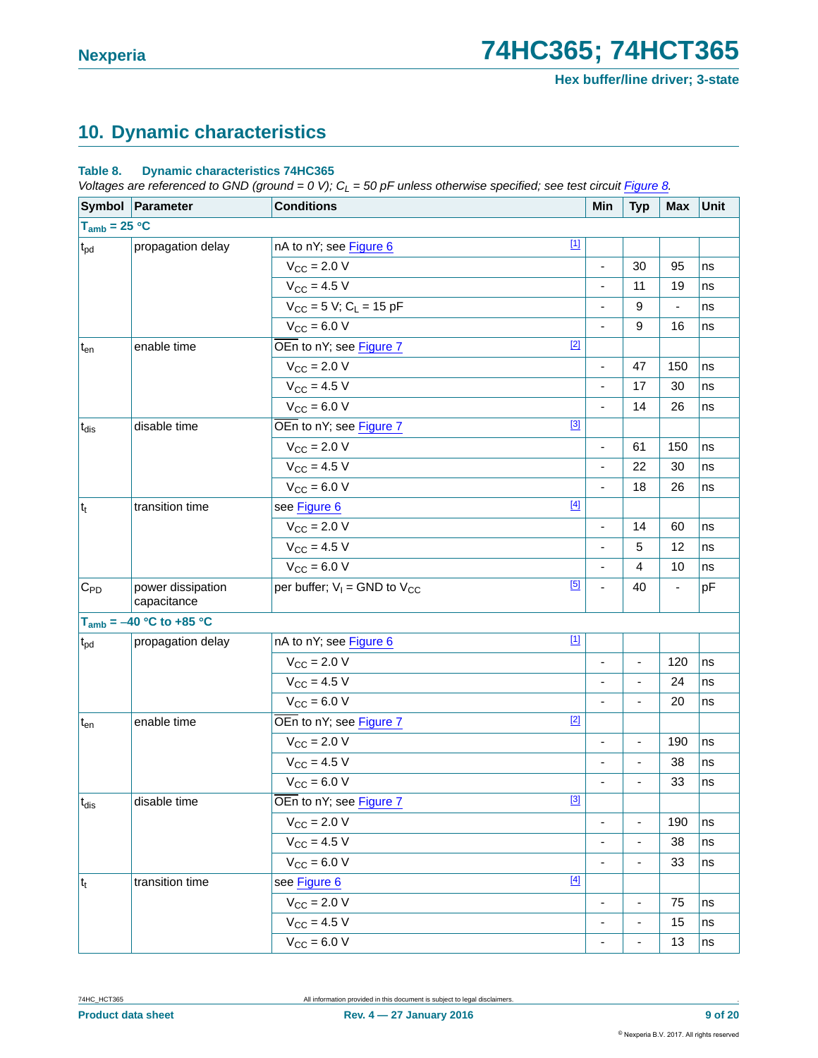## 10. Dynamic characteristics

**Table 8. Dynamic characteristics 74HC365**

*Voltages are referenced to GND (ground = 0 V); $C_L$ = 50 pF unless otherwise specified; see test circuit Figure 8.*

| Symbol | Parameter | Conditions | Min | Typ | Max | Unit |
|---|---|---|---|---|---|---|
| **$T_{amb}$ = 25 °C** | | | | | | |
| $t_{pd}$ | propagation delay | nA to nY; see Figure 6 [1] | | | | |
| | | $V_{CC}$ = 2.0 V | - | 30 | 95 | ns |
| | | $V_{CC}$ = 4.5 V | - | 11 | 19 | ns |
| | | $V_{CC}$ = 5 V; $C_L$ = 15 pF | - | 9 | - | ns |
| | | $V_{CC}$ = 6.0 V | - | 9 | 16 | ns |
| $t_{en}$ | enable time | $\overline{OEn}$ to nY; see Figure 7 [2] | | | | |
| | | $V_{CC}$ = 2.0 V | - | 47 | 150 | ns |
| | | $V_{CC}$ = 4.5 V | - | 17 | 30 | ns |
| | | $V_{CC}$ = 6.0 V | - | 14 | 26 | ns |
| $t_{dis}$ | disable time | $\overline{OEn}$ to nY; see Figure 7 [3] | | | | |
| | | $V_{CC}$ = 2.0 V | - | 61 | 150 | ns |
| | | $V_{CC}$ = 4.5 V | - | 22 | 30 | ns |
| | | $V_{CC}$ = 6.0 V | - | 18 | 26 | ns |
| $t_t$ | transition time | see Figure 6 [4] | | | | |
| | | $V_{CC}$ = 2.0 V | - | 14 | 60 | ns |
| | | $V_{CC}$ = 4.5 V | - | 5 | 12 | ns |
| | | $V_{CC}$ = 6.0 V | - | 4 | 10 | ns |
| $C_{PD}$ | power dissipation capacitance | per buffer; $V_I$ = GND to $V_{CC}$ [5] | - | 40 | - | pF |
| **$T_{amb}$ = –40 °C to +85 °C** | | | | | | |
| $t_{pd}$ | propagation delay | nA to nY; see Figure 6 [1] | | | | |
| | | $V_{CC}$ = 2.0 V | - | - | 120 | ns |
| | | $V_{CC}$ = 4.5 V | - | - | 24 | ns |
| | | $V_{CC}$ = 6.0 V | - | - | 20 | ns |
| $t_{en}$ | enable time | $\overline{OEn}$ to nY; see Figure 7 [2] | | | | |
| | | $V_{CC}$ = 2.0 V | - | - | 190 | ns |
| | | $V_{CC}$ = 4.5 V | - | - | 38 | ns |
| | | $V_{CC}$ = 6.0 V | - | - | 33 | ns |
| $t_{dis}$ | disable time | $\overline{OEn}$ to nY; see Figure 7 [3] | | | | |
| | | $V_{CC}$ = 2.0 V | - | - | 190 | ns |
| | | $V_{CC}$ = 4.5 V | - | - | 38 | ns |
| | | $V_{CC}$ = 6.0 V | - | - | 33 | ns |
| $t_t$ | transition time | see Figure 6 [4] | | | | |
| | | $V_{CC}$ = 2.0 V | - | - | 75 | ns |
| | | $V_{CC}$ = 4.5 V | - | - | 15 | ns |
| | | $V_{CC}$ = 6.0 V | - | - | 13 | ns |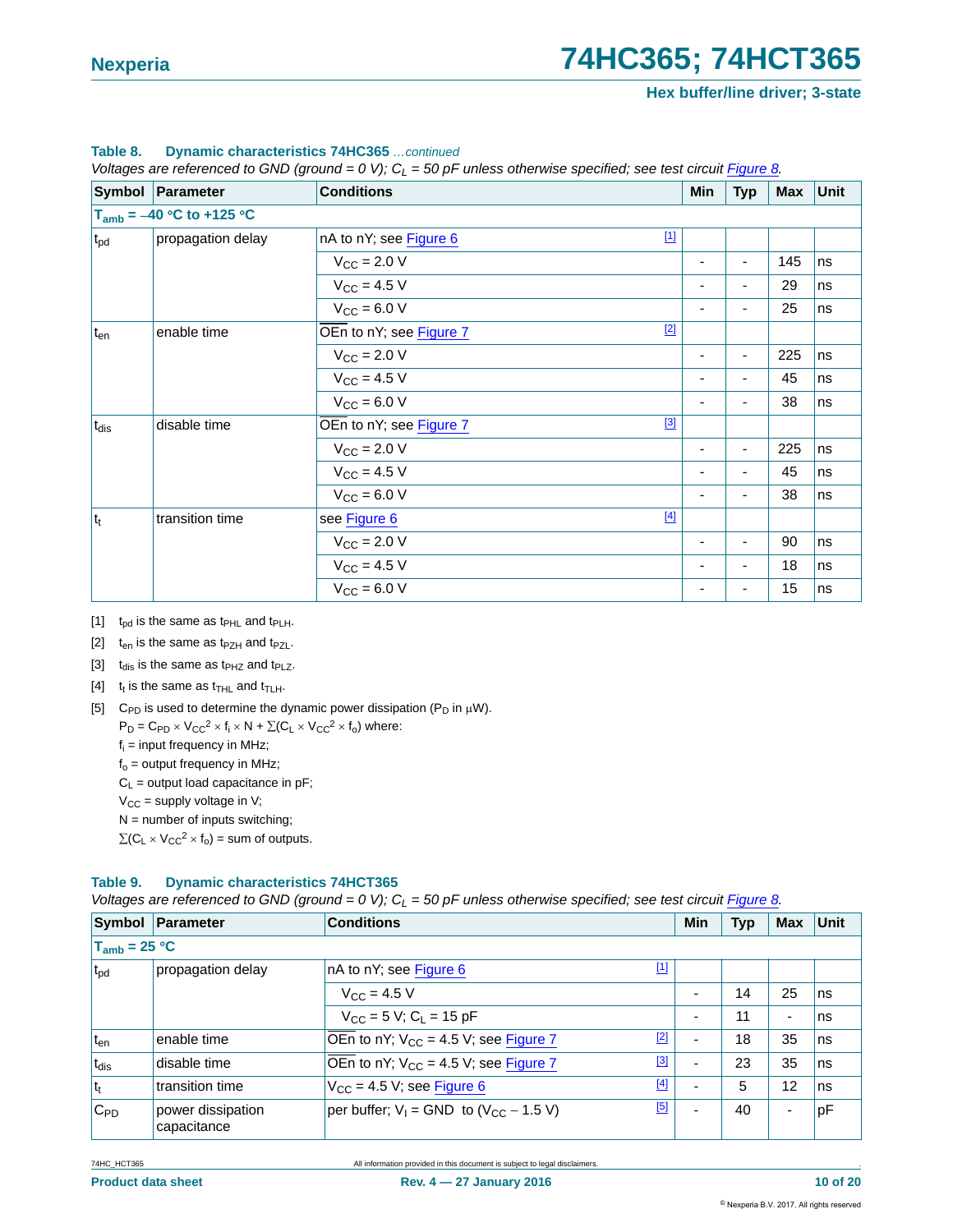**Table 8. Dynamic characteristics 74HC365** *...continued*

*Voltages are referenced to GND (ground = 0 V); $C_L$ = 50 pF unless otherwise specified; see test circuit Figure 8.*

| Symbol | Parameter | Conditions | Min | Typ | Max | Unit |
|---|---|---|---|---|---|---|
| $T_{amb}$ = –40 °C to +125 °C | | | | | | |
| $t_{pd}$ | propagation delay | nA to nY; see Figure 6 [1] | | | | |
| | | $V_{CC}$ = 2.0 V | - | - | 145 | ns |
| | | $V_{CC}$ = 4.5 V | - | - | 29 | ns |
| | | $V_{CC}$ = 6.0 V | - | - | 25 | ns |
| $t_{en}$ | enable time | $\overline{OE}$n to nY; see Figure 7 [2] | | | | |
| | | $V_{CC}$ = 2.0 V | - | - | 225 | ns |
| | | $V_{CC}$ = 4.5 V | - | - | 45 | ns |
| | | $V_{CC}$ = 6.0 V | - | - | 38 | ns |
| $t_{dis}$ | disable time | $\overline{OE}$n to nY; see Figure 7 [3] | | | | |
| | | $V_{CC}$ = 2.0 V | - | - | 225 | ns |
| | | $V_{CC}$ = 4.5 V | - | - | 45 | ns |
| | | $V_{CC}$ = 6.0 V | - | - | 38 | ns |
| $t_t$ | transition time | see Figure 6 [4] | | | | |
| | | $V_{CC}$ = 2.0 V | - | - | 90 | ns |
| | | $V_{CC}$ = 4.5 V | - | - | 18 | ns |
| | | $V_{CC}$ = 6.0 V | - | - | 15 | ns |

[1] $t_{pd}$ is the same as $t_{PHL}$ and $t_{PLH}$.

[2] $t_{en}$ is the same as $t_{PZH}$ and $t_{PZL}$.

[3] $t_{dis}$ is the same as $t_{PHZ}$ and $t_{PLZ}$.

[4] $t_t$ is the same as $t_{THL}$ and $t_{TLH}$.

[5] $C_{PD}$ is used to determine the dynamic power dissipation ($P_D$ in μW).

$P_D = C_{PD} \times V_{CC}^2 \times f_i \times N + \sum(C_L \times V_{CC}^2 \times f_o)$ where:

$f_i$ = input frequency in MHz;

$f_o$ = output frequency in MHz;

$C_L$ = output load capacitance in pF;

$V_{CC}$ = supply voltage in V;

N = number of inputs switching;

$\sum(C_L \times V_{CC}^2 \times f_o)$ = sum of outputs.

**Table 9. Dynamic characteristics 74HCT365**

*Voltages are referenced to GND (ground = 0 V); $C_L$ = 50 pF unless otherwise specified; see test circuit Figure 8.*

| Symbol | Parameter | Conditions | Min | Typ | Max | Unit |
|---|---|---|---|---|---|---|
| $T_{amb}$ = 25 °C | | | | | | |
| $t_{pd}$ | propagation delay | nA to nY; see Figure 6 [1] | | | | |
| | | $V_{CC}$ = 4.5 V | - | 14 | 25 | ns |
| | | $V_{CC}$ = 5 V; $C_L$ = 15 pF | - | 11 | - | ns |
| $t_{en}$ | enable time | $\overline{OE}$n to nY; $V_{CC}$ = 4.5 V; see Figure 7 [2] | - | 18 | 35 | ns |
| $t_{dis}$ | disable time | $\overline{OE}$n to nY; $V_{CC}$ = 4.5 V; see Figure 7 [3] | - | 23 | 35 | ns |
| $t_t$ | transition time | $V_{CC}$ = 4.5 V; see Figure 6 [4] | - | 5 | 12 | ns |
| $C_{PD}$ | power dissipation capacitance | per buffer; $V_I$ = GND to ($V_{CC}$ − 1.5 V) [5] | - | 40 | - | pF |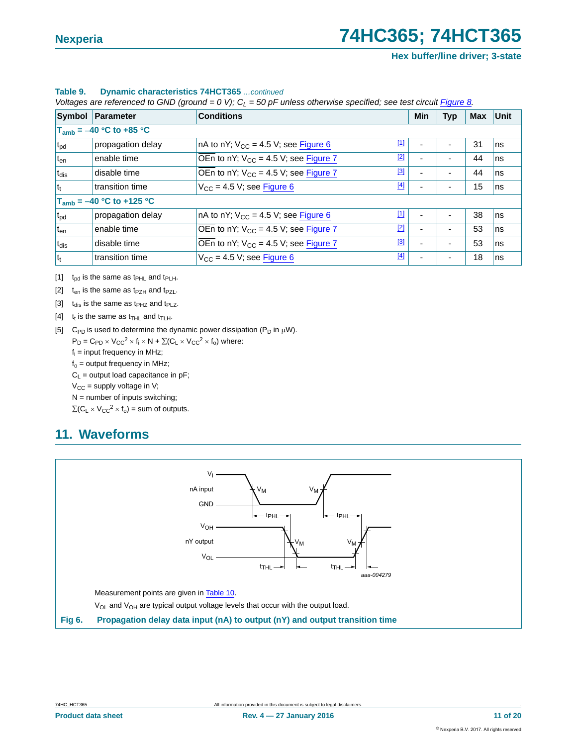**Table 9. Dynamic characteristics 74HCT365** *...continued*

*Voltages are referenced to GND (ground = 0 V); $C_L$ = 50 pF unless otherwise specified; see test circuit Figure 8.*

| Symbol | Parameter | Conditions | | Min | Typ | Max | Unit |
|---|---|---|---|---|---|---|---|
| **$T_{amb}$ = –40 °C to +85 °C** | | | | | | | |
| $t_{pd}$ | propagation delay | nA to nY; $V_{CC}$ = 4.5 V; see Figure 6 | [1] | - | - | 31 | ns |
| $t_{en}$ | enable time | $\overline{OEn}$ to nY; $V_{CC}$ = 4.5 V; see Figure 7 | [2] | - | - | 44 | ns |
| $t_{dis}$ | disable time | $\overline{OEn}$ to nY; $V_{CC}$ = 4.5 V; see Figure 7 | [3] | - | - | 44 | ns |
| $t_t$ | transition time | $V_{CC}$ = 4.5 V; see Figure 6 | [4] | - | - | 15 | ns |
| **$T_{amb}$ = –40 °C to +125 °C** | | | | | | | |
| $t_{pd}$ | propagation delay | nA to nY; $V_{CC}$ = 4.5 V; see Figure 6 | [1] | - | - | 38 | ns |
| $t_{en}$ | enable time | $\overline{OEn}$ to nY; $V_{CC}$ = 4.5 V; see Figure 7 | [2] | - | - | 53 | ns |
| $t_{dis}$ | disable time | $\overline{OEn}$ to nY; $V_{CC}$ = 4.5 V; see Figure 7 | [3] | - | - | 53 | ns |
| $t_t$ | transition time | $V_{CC}$ = 4.5 V; see Figure 6 | [4] | - | - | 18 | ns |

[1] $t_{pd}$ is the same as $t_{PHL}$ and $t_{PLH}$.

[2] $t_{en}$ is the same as $t_{PZH}$ and $t_{PZL}$.

[3] $t_{dis}$ is the same as $t_{PHZ}$ and $t_{PLZ}$.

[4] $t_t$ is the same as $t_{THL}$ and $t_{TLH}$.

[5] $C_{PD}$ is used to determine the dynamic power dissipation ($P_D$ in μW).

$P_D = C_{PD} \times V_{CC}^2 \times f_i \times N + \sum(C_L \times V_{CC}^2 \times f_o)$ where:

$f_i$ = input frequency in MHz;

$f_o$ = output frequency in MHz;

$C_L$ = output load capacitance in pF;

$V_{CC}$ = supply voltage in V;

N = number of inputs switching;

$\sum(C_L \times V_{CC}^2 \times f_o)$ = sum of outputs.

## 11. Waveforms

Measurement points are given in Table 10.

$V_{OL}$ and $V_{OH}$ are typical output voltage levels that occur with the output load.

**Fig 6. Propagation delay data input (nA) to output (nY) and output transition time**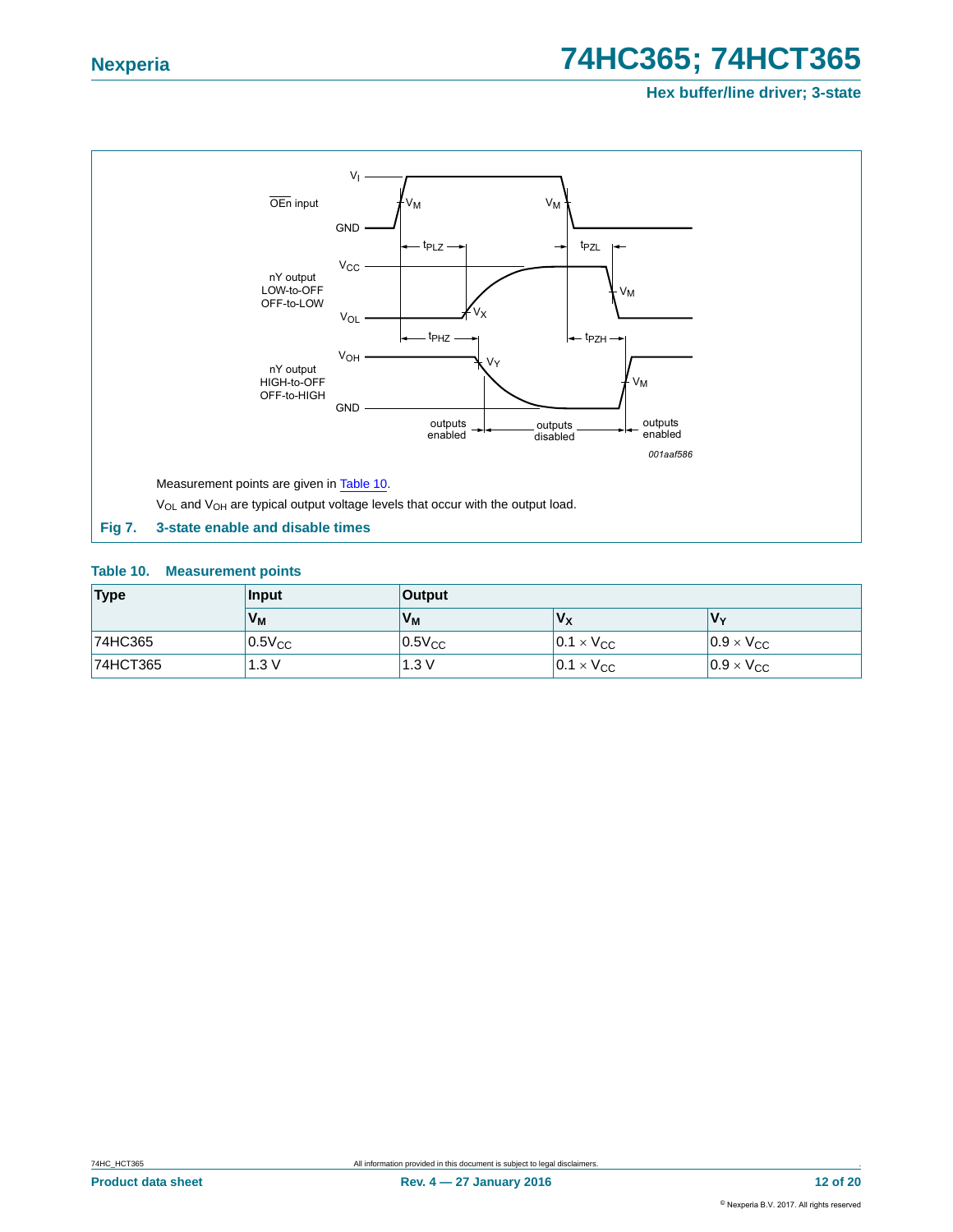Measurement points are given in Table 10.

$V_{OL}$ and $V_{OH}$ are typical output voltage levels that occur with the output load.

**Fig 7. 3-state enable and disable times**

**Table 10. Measurement points**

| Type | Input | Output | | |
|---|---|---|---|---|
| | $V_M$ | $V_M$ | $V_X$ | $V_Y$ |
| 74HC365 | $0.5V_{CC}$ | $0.5V_{CC}$ | $0.1 \times V_{CC}$ | $0.9 \times V_{CC}$ |
| 74HCT365 | 1.3 V | 1.3 V | $0.1 \times V_{CC}$ | $0.9 \times V_{CC}$ |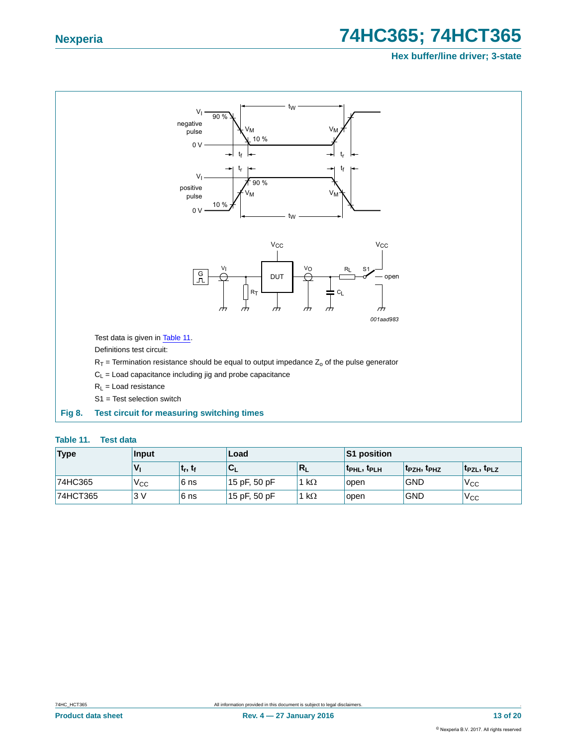Test data is given in Table 11.

Definitions test circuit:

$R_T$ = Termination resistance should be equal to output impedance $Z_o$ of the pulse generator

$C_L$ = Load capacitance including jig and probe capacitance

$R_L$ = Load resistance

S1 = Test selection switch

**Fig 8. Test circuit for measuring switching times**

**Table 11. Test data**

| Type | Input | | Load | | S1 position | | |
|---|---|---|---|---|---|---|---|
| | $V_I$ | $t_r$, $t_f$ | $C_L$ | $R_L$ | $t_{PHL}$, $t_{PLH}$ | $t_{PZH}$, $t_{PHZ}$ | $t_{PZL}$, $t_{PLZ}$ |
| 74HC365 | $V_{CC}$ | 6 ns | 15 pF, 50 pF | 1 kΩ | open | GND | $V_{CC}$ |
| 74HCT365 | 3 V | 6 ns | 15 pF, 50 pF | 1 kΩ | open | GND | $V_{CC}$ |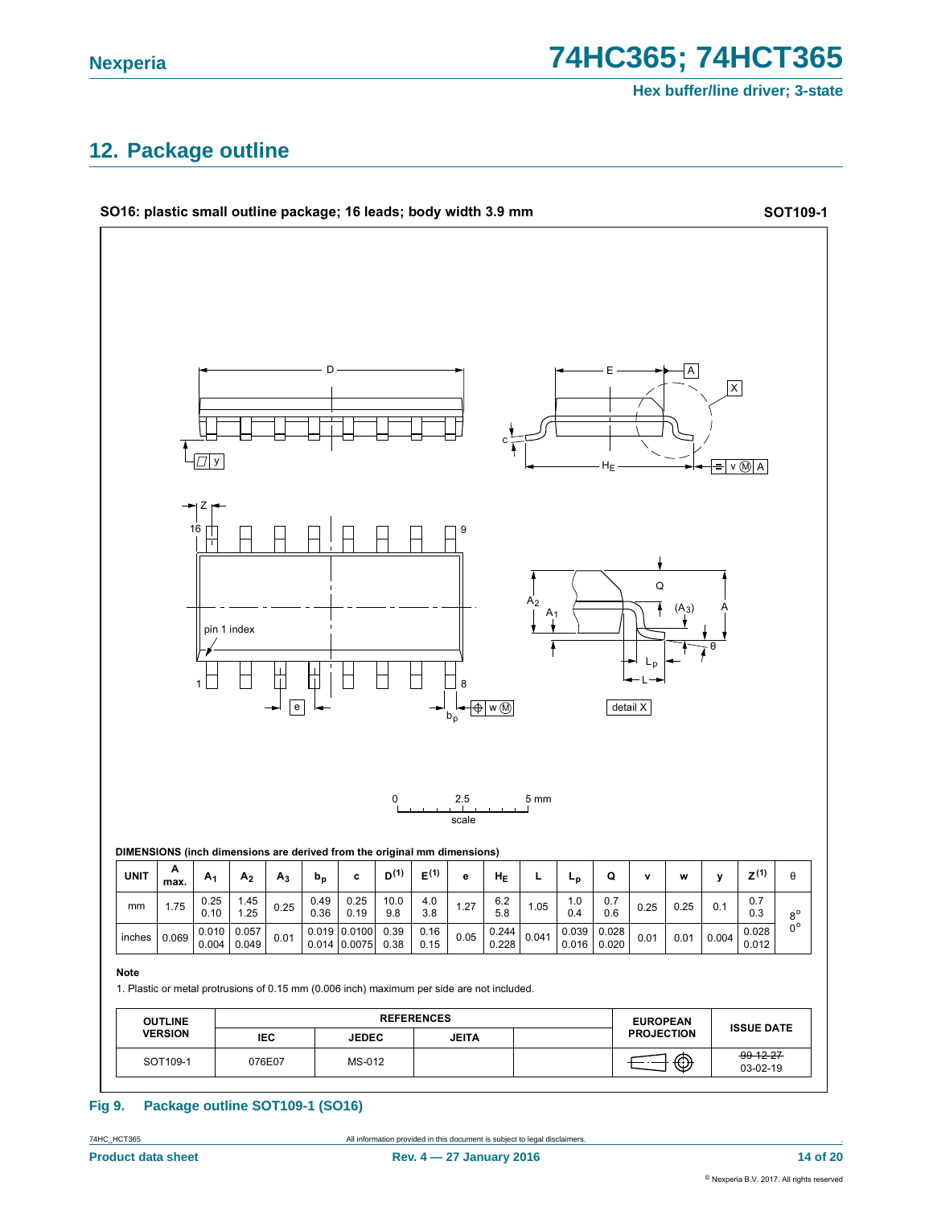## 12. Package outline

**SO16: plastic small outline package; 16 leads; body width 3.9 mm** **SOT109-1**

**DIMENSIONS (inch dimensions are derived from the original mm dimensions)**

| UNIT | A max. | $A_1$ | $A_2$ | $A_3$ | $b_p$ | c | $D^{(1)}$ | $E^{(1)}$ | e | $H_E$ | L | $L_p$ | Q | v | w | y | $Z^{(1)}$ | θ |
|---|---|---|---|---|---|---|---|---|---|---|---|---|---|---|---|---|---|---|
| mm | 1.75 | 0.25<br>0.10 | 1.45<br>1.25 | 0.25 | 0.49<br>0.36 | 0.25<br>0.19 | 10.0<br>9.8 | 4.0<br>3.8 | 1.27 | 6.2<br>5.8 | 1.05 | 1.0<br>0.4 | 0.7<br>0.6 | 0.25 | 0.25 | 0.1 | 0.7<br>0.3 | 8°<br>0° |
| inches | 0.069 | 0.010<br>0.004 | 0.057<br>0.049 | 0.01 | 0.019<br>0.014 | 0.0100<br>0.0075 | 0.39<br>0.38 | 0.16<br>0.15 | 0.05 | 0.244<br>0.228 | 0.041 | 0.039<br>0.016 | 0.028<br>0.020 | 0.01 | 0.01 | 0.004 | 0.028<br>0.012 | |

**Note**

1. Plastic or metal protrusions of 0.15 mm (0.006 inch) maximum per side are not included.

| OUTLINE VERSION | REFERENCES | | | | EUROPEAN PROJECTION | ISSUE DATE |
|---|---|---|---|---|---|---|
| | IEC | JEDEC | JEITA | | | |
| SOT109-1 | 076E07 | MS-012 | | | | ~~99-12-27~~<br>03-02-19 |

**Fig 9. Package outline SOT109-1 (SO16)**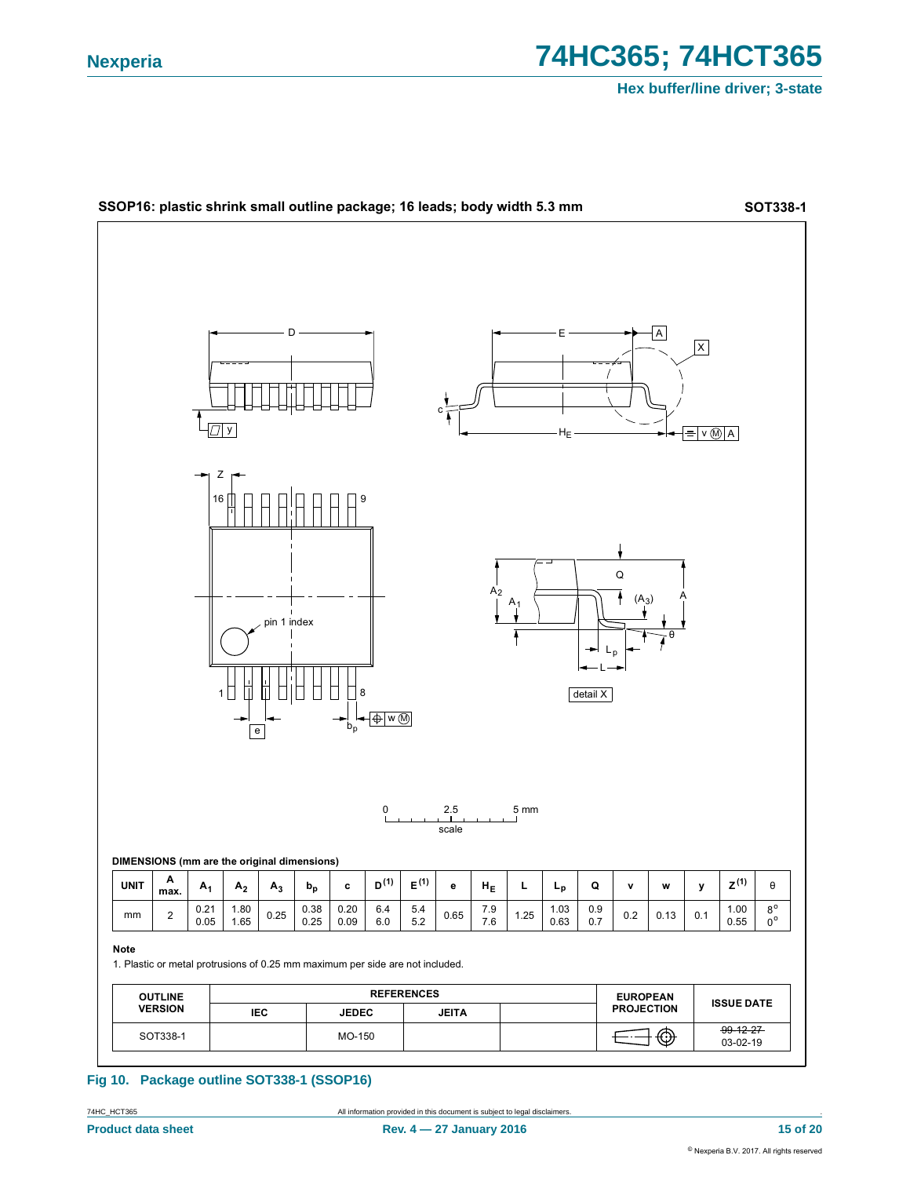**SSOP16: plastic shrink small outline package; 16 leads; body width 5.3 mm** **SOT338-1**

**DIMENSIONS (mm are the original dimensions)**

| UNIT | A max. | $A_1$ | $A_2$ | $A_3$ | $b_p$ | c | D (1) | E (1) | e | $H_E$ | L | $L_p$ | Q | v | w | y | Z (1) | θ |
|---|---|---|---|---|---|---|---|---|---|---|---|---|---|---|---|---|---|---|
| mm | 2 | 0.21<br>0.05 | 1.80<br>1.65 | 0.25 | 0.38<br>0.25 | 0.20<br>0.09 | 6.4<br>6.0 | 5.4<br>5.2 | 0.65 | 7.9<br>7.6 | 1.25 | 1.03<br>0.63 | 0.9<br>0.7 | 0.2 | 0.13 | 0.1 | 1.00<br>0.55 | 8°<br>0° |

**Note**

1. Plastic or metal protrusions of 0.25 mm maximum per side are not included.

| OUTLINE VERSION | REFERENCES | | | | EUROPEAN PROJECTION | ISSUE DATE |
|---|---|---|---|---|---|---|
| | IEC | JEDEC | JEITA | | | |
| SOT338-1 | | MO-150 | | | | ~~99-12-27~~<br>03-02-19 |

**Fig 10. Package outline SOT338-1 (SSOP16)**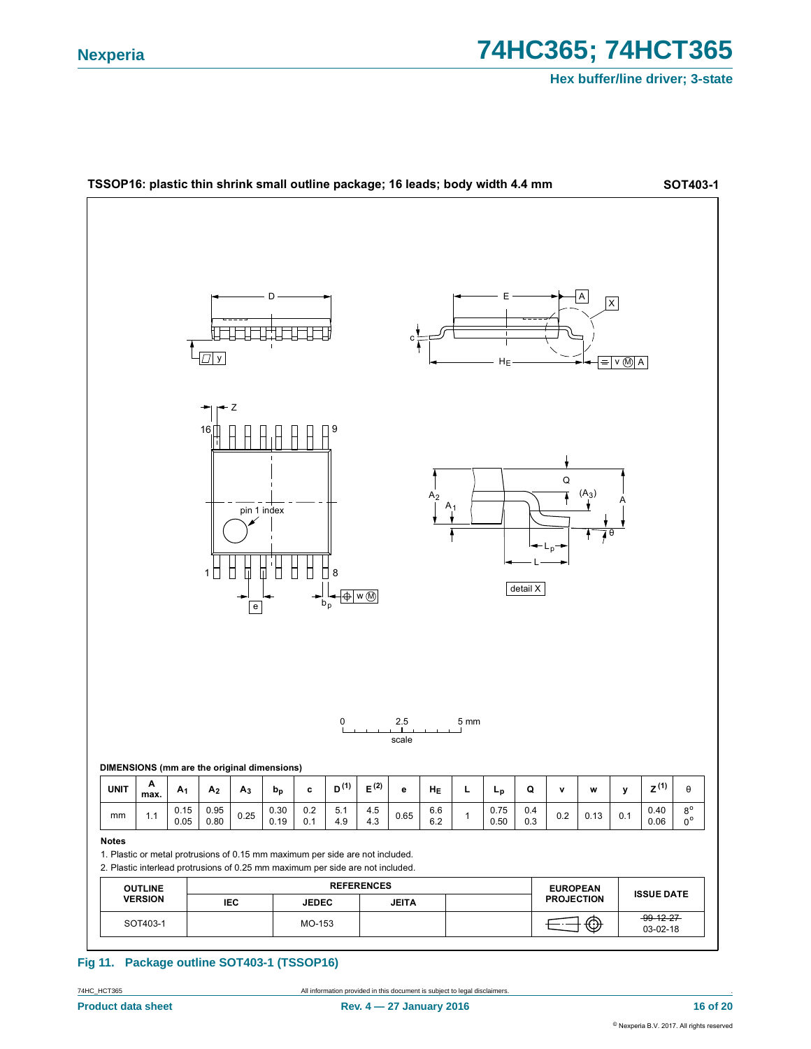**TSSOP16: plastic thin shrink small outline package; 16 leads; body width 4.4 mm** **SOT403-1**

**DIMENSIONS (mm are the original dimensions)**

| UNIT | A max. | $A_1$ | $A_2$ | $A_3$ | $b_p$ | c | D (1) | E (2) | e | $H_E$ | L | $L_p$ | Q | v | w | y | Z (1) | θ |
|---|---|---|---|---|---|---|---|---|---|---|---|---|---|---|---|---|---|---|
| mm | 1.1 | 0.15<br>0.05 | 0.95<br>0.80 | 0.25 | 0.30<br>0.19 | 0.2<br>0.1 | 5.1<br>4.9 | 4.5<br>4.3 | 0.65 | 6.6<br>6.2 | 1 | 0.75<br>0.50 | 0.4<br>0.3 | 0.2 | 0.13 | 0.1 | 0.40<br>0.06 | 8°<br>0° |

**Notes**

1. Plastic or metal protrusions of 0.15 mm maximum per side are not included.
2. Plastic interlead protrusions of 0.25 mm maximum per side are not included.

| OUTLINE VERSION | REFERENCES | | | | EUROPEAN PROJECTION | ISSUE DATE |
|---|---|---|---|---|---|---|
| | IEC | JEDEC | JEITA | | | |
| SOT403-1 | | MO-153 | | | | ~~99-12-27~~<br>03-02-18 |

**Fig 11. Package outline SOT403-1 (TSSOP16)**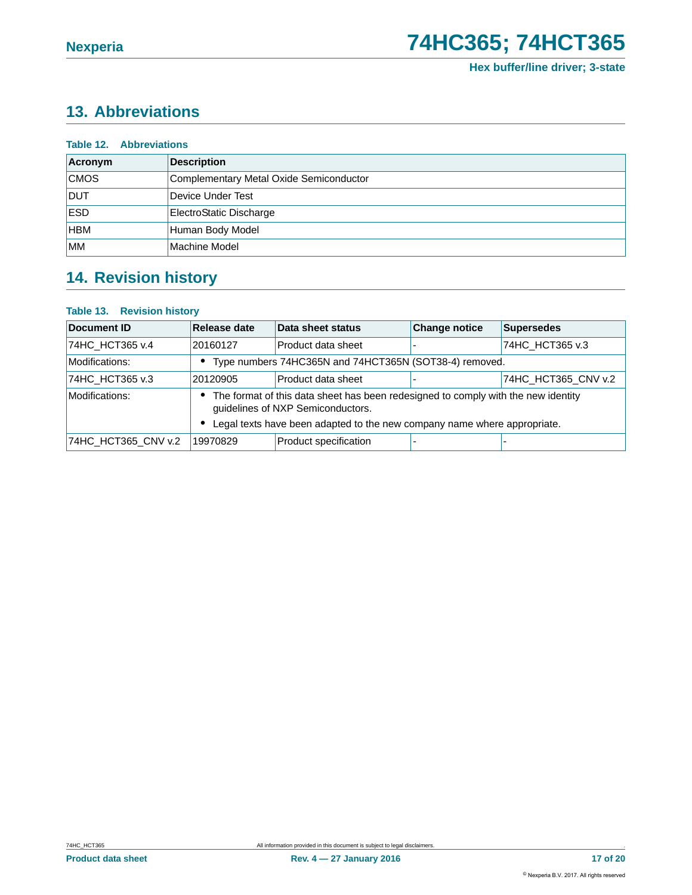## 13. Abbreviations

**Table 12. Abbreviations**

| Acronym | Description |
|---|---|
| CMOS | Complementary Metal Oxide Semiconductor |
| DUT | Device Under Test |
| ESD | ElectroStatic Discharge |
| HBM | Human Body Model |
| MM | Machine Model |

## 14. Revision history

**Table 13. Revision history**

| Document ID | Release date | Data sheet status | Change notice | Supersedes |
|---|---|---|---|---|
| 74HC_HCT365 v.4 | 20160127 | Product data sheet | - | 74HC_HCT365 v.3 |
| Modifications: | • Type numbers 74HC365N and 74HCT365N (SOT38-4) removed. | | | |
| 74HC_HCT365 v.3 | 20120905 | Product data sheet | - | 74HC_HCT365_CNV v.2 |
| Modifications: | • The format of this data sheet has been redesigned to comply with the new identity guidelines of NXP Semiconductors. • Legal texts have been adapted to the new company name where appropriate. | | | |
| 74HC_HCT365_CNV v.2 | 19970829 | Product specification | - | - |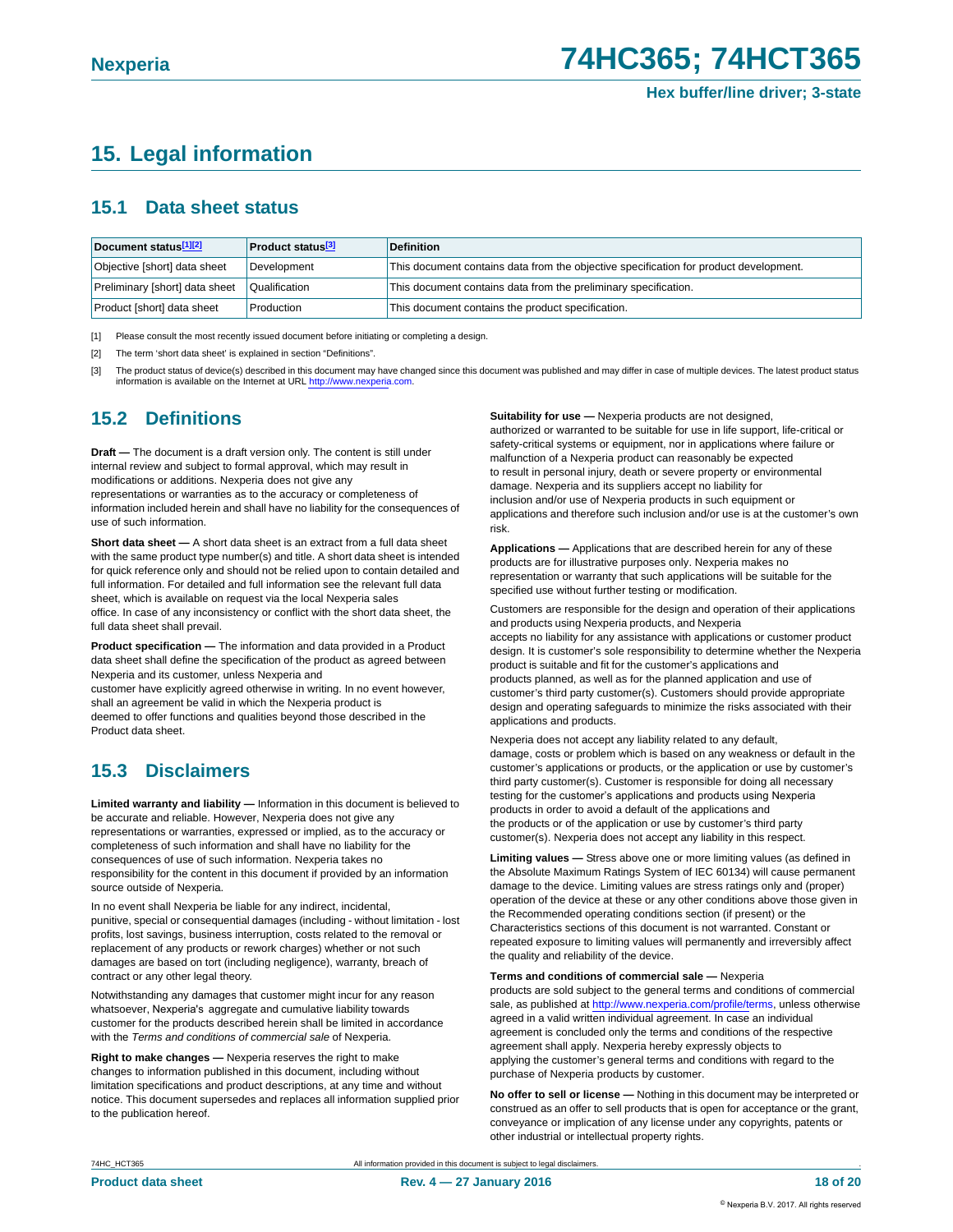## 15. Legal information

### 15.1 Data sheet status

| Document status[1][2] | Product status[3] | Definition |
|---|---|---|
| Objective [short] data sheet | Development | This document contains data from the objective specification for product development. |
| Preliminary [short] data sheet | Qualification | This document contains data from the preliminary specification. |
| Product [short] data sheet | Production | This document contains the product specification. |

[1] Please consult the most recently issued document before initiating or completing a design.

[2] The term 'short data sheet' is explained in section "Definitions".

[3] The product status of device(s) described in this document may have changed since this document was published and may differ in case of multiple devices. The latest product status information is available on the Internet at URL http://www.nexperia.com.

### 15.2 Definitions

**Draft —** The document is a draft version only. The content is still under internal review and subject to formal approval, which may result in modifications or additions. Nexperia does not give any representations or warranties as to the accuracy or completeness of information included herein and shall have no liability for the consequences of use of such information.

**Short data sheet —** A short data sheet is an extract from a full data sheet with the same product type number(s) and title. A short data sheet is intended for quick reference only and should not be relied upon to contain detailed and full information. For detailed and full information see the relevant full data sheet, which is available on request via the local Nexperia sales office. In case of any inconsistency or conflict with the short data sheet, the full data sheet shall prevail.

**Product specification —** The information and data provided in a Product data sheet shall define the specification of the product as agreed between Nexperia and its customer, unless Nexperia and customer have explicitly agreed otherwise in writing. In no event however, shall an agreement be valid in which the Nexperia product is deemed to offer functions and qualities beyond those described in the Product data sheet.

### 15.3 Disclaimers

**Limited warranty and liability —** Information in this document is believed to be accurate and reliable. However, Nexperia does not give any representations or warranties, expressed or implied, as to the accuracy or completeness of such information and shall have no liability for the consequences of use of such information. Nexperia takes no responsibility for the content in this document if provided by an information source outside of Nexperia.

In no event shall Nexperia be liable for any indirect, incidental, punitive, special or consequential damages (including - without limitation - lost profits, lost savings, business interruption, costs related to the removal or replacement of any products or rework charges) whether or not such damages are based on tort (including negligence), warranty, breach of contract or any other legal theory.

Notwithstanding any damages that customer might incur for any reason whatsoever, Nexperia's aggregate and cumulative liability towards customer for the products described herein shall be limited in accordance with the *Terms and conditions of commercial sale* of Nexperia.

**Right to make changes —** Nexperia reserves the right to make changes to information published in this document, including without limitation specifications and product descriptions, at any time and without notice. This document supersedes and replaces all information supplied prior to the publication hereof.

**Suitability for use —** Nexperia products are not designed, authorized or warranted to be suitable for use in life support, life-critical or safety-critical systems or equipment, nor in applications where failure or malfunction of a Nexperia product can reasonably be expected to result in personal injury, death or severe property or environmental damage. Nexperia and its suppliers accept no liability for inclusion and/or use of Nexperia products in such equipment or applications and therefore such inclusion and/or use is at the customer's own risk.

**Applications —** Applications that are described herein for any of these products are for illustrative purposes only. Nexperia makes no representation or warranty that such applications will be suitable for the specified use without further testing or modification.

Customers are responsible for the design and operation of their applications and products using Nexperia products, and Nexperia accepts no liability for any assistance with applications or customer product design. It is customer's sole responsibility to determine whether the Nexperia product is suitable and fit for the customer's applications and products planned, as well as for the planned application and use of customer's third party customer(s). Customers should provide appropriate design and operating safeguards to minimize the risks associated with their applications and products.

Nexperia does not accept any liability related to any default, damage, costs or problem which is based on any weakness or default in the customer's applications or products, or the application or use by customer's third party customer(s). Customer is responsible for doing all necessary testing for the customer's applications and products using Nexperia products in order to avoid a default of the applications and the products or of the application or use by customer's third party customer(s). Nexperia does not accept any liability in this respect.

**Limiting values —** Stress above one or more limiting values (as defined in the Absolute Maximum Ratings System of IEC 60134) will cause permanent damage to the device. Limiting values are stress ratings only and (proper) operation of the device at these or any other conditions above those given in the Recommended operating conditions section (if present) or the Characteristics sections of this document is not warranted. Constant or repeated exposure to limiting values will permanently and irreversibly affect the quality and reliability of the device.

**Terms and conditions of commercial sale —** Nexperia products are sold subject to the general terms and conditions of commercial sale, as published at http://www.nexperia.com/profile/terms, unless otherwise agreed in a valid written individual agreement. In case an individual agreement is concluded only the terms and conditions of the respective agreement shall apply. Nexperia hereby expressly objects to applying the customer's general terms and conditions with regard to the purchase of Nexperia products by customer.

**No offer to sell or license —** Nothing in this document may be interpreted or construed as an offer to sell products that is open for acceptance or the grant, conveyance or implication of any license under any copyrights, patents or other industrial or intellectual property rights.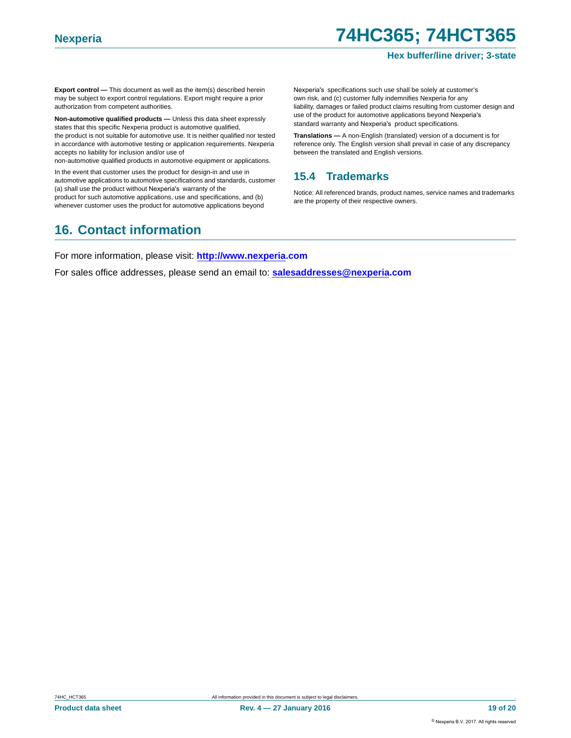**Export control —** This document as well as the item(s) described herein may be subject to export control regulations. Export might require a prior authorization from competent authorities.

**Non-automotive qualified products —** Unless this data sheet expressly states that this specific Nexperia product is automotive qualified, the product is not suitable for automotive use. It is neither qualified nor tested in accordance with automotive testing or application requirements. Nexperia accepts no liability for inclusion and/or use of non-automotive qualified products in automotive equipment or applications.

In the event that customer uses the product for design-in and use in automotive applications to automotive specifications and standards, customer (a) shall use the product without Nexperia's warranty of the product for such automotive applications, use and specifications, and (b) whenever customer uses the product for automotive applications beyond Nexperia's specifications such use shall be solely at customer's own risk, and (c) customer fully indemnifies Nexperia for any liability, damages or failed product claims resulting from customer design and use of the product for automotive applications beyond Nexperia's standard warranty and Nexperia's product specifications.

**Translations —** A non-English (translated) version of a document is for reference only. The English version shall prevail in case of any discrepancy between the translated and English versions.

### 15.4 Trademarks

Notice: All referenced brands, product names, service names and trademarks are the property of their respective owners.

## 16. Contact information

For more information, please visit: **http://www.nexperia.com**

For sales office addresses, please send an email to: **salesaddresses@nexperia.com**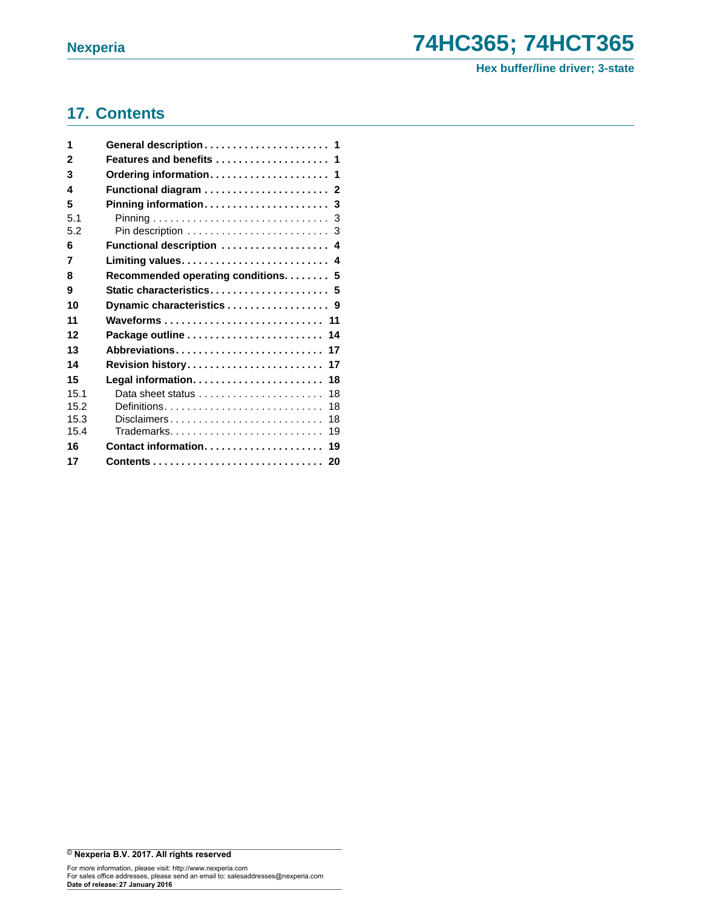## 17. Contents

| | | |
|---|---|---|
| **1** | **General description** | **1** |
| **2** | **Features and benefits** | **1** |
| **3** | **Ordering information** | **1** |
| **4** | **Functional diagram** | **2** |
| **5** | **Pinning information** | **3** |
| 5.1 | Pinning | 3 |
| 5.2 | Pin description | 3 |
| **6** | **Functional description** | **4** |
| **7** | **Limiting values** | **4** |
| **8** | **Recommended operating conditions** | **5** |
| **9** | **Static characteristics** | **5** |
| **10** | **Dynamic characteristics** | **9** |
| **11** | **Waveforms** | **11** |
| **12** | **Package outline** | **14** |
| **13** | **Abbreviations** | **17** |
| **14** | **Revision history** | **17** |
| **15** | **Legal information** | **18** |
| 15.1 | Data sheet status | 18 |
| 15.2 | Definitions | 18 |
| 15.3 | Disclaimers | 18 |
| 15.4 | Trademarks | 19 |
| **16** | **Contact information** | **19** |
| **17** | **Contents** | **20** |

**© Nexperia B.V. 2017. All rights reserved**

For more information, please visit: http://www.nexperia.com
For sales office addresses, please send an email to: salesaddresses@nexperia.com
**Date of release: 27 January 2016**